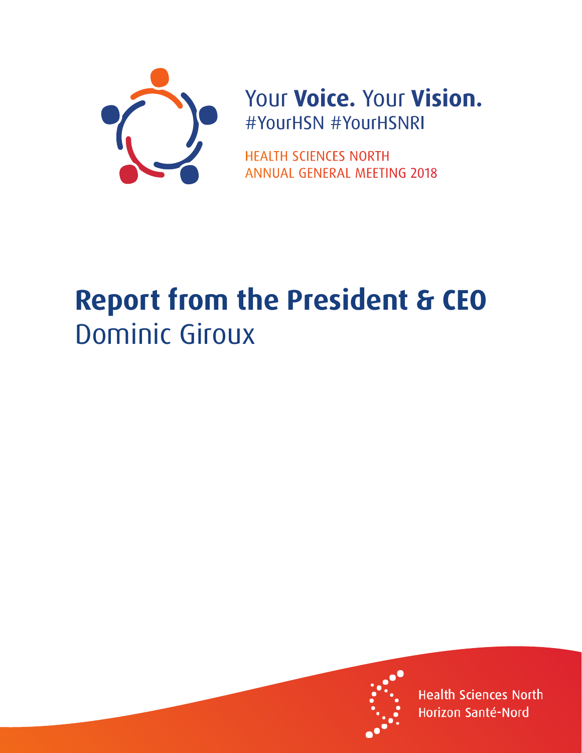Your **Voice.** Your **Vision.**
#YourHSN #YourHSNRI

HEALTH SCIENCES NORTH
ANNUAL GENERAL MEETING 2018

# Report from the President & CEO
## Dominic Giroux

Health Sciences North
Horizon Santé-Nord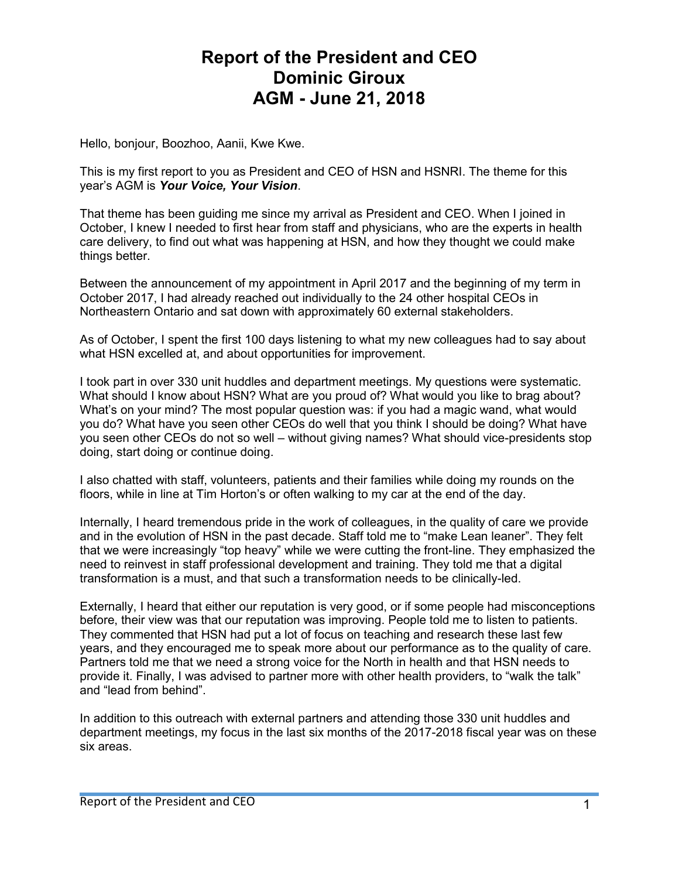# Report of the President and CEO Dominic Giroux AGM - June 21, 2018

Hello, bonjour, Boozhoo, Aanii, Kwe Kwe.

This is my first report to you as President and CEO of HSN and HSNRI. The theme for this year's AGM is ***Your Voice, Your Vision***.

That theme has been guiding me since my arrival as President and CEO. When I joined in October, I knew I needed to first hear from staff and physicians, who are the experts in health care delivery, to find out what was happening at HSN, and how they thought we could make things better.

Between the announcement of my appointment in April 2017 and the beginning of my term in October 2017, I had already reached out individually to the 24 other hospital CEOs in Northeastern Ontario and sat down with approximately 60 external stakeholders.

As of October, I spent the first 100 days listening to what my new colleagues had to say about what HSN excelled at, and about opportunities for improvement.

I took part in over 330 unit huddles and department meetings. My questions were systematic. What should I know about HSN? What are you proud of? What would you like to brag about? What's on your mind? The most popular question was: if you had a magic wand, what would you do? What have you seen other CEOs do well that you think I should be doing? What have you seen other CEOs do not so well – without giving names? What should vice-presidents stop doing, start doing or continue doing.

I also chatted with staff, volunteers, patients and their families while doing my rounds on the floors, while in line at Tim Horton's or often walking to my car at the end of the day.

Internally, I heard tremendous pride in the work of colleagues, in the quality of care we provide and in the evolution of HSN in the past decade. Staff told me to "make Lean leaner". They felt that we were increasingly "top heavy" while we were cutting the front-line. They emphasized the need to reinvest in staff professional development and training. They told me that a digital transformation is a must, and that such a transformation needs to be clinically-led.

Externally, I heard that either our reputation is very good, or if some people had misconceptions before, their view was that our reputation was improving. People told me to listen to patients. They commented that HSN had put a lot of focus on teaching and research these last few years, and they encouraged me to speak more about our performance as to the quality of care. Partners told me that we need a strong voice for the North in health and that HSN needs to provide it. Finally, I was advised to partner more with other health providers, to "walk the talk" and "lead from behind".

In addition to this outreach with external partners and attending those 330 unit huddles and department meetings, my focus in the last six months of the 2017-2018 fiscal year was on these six areas.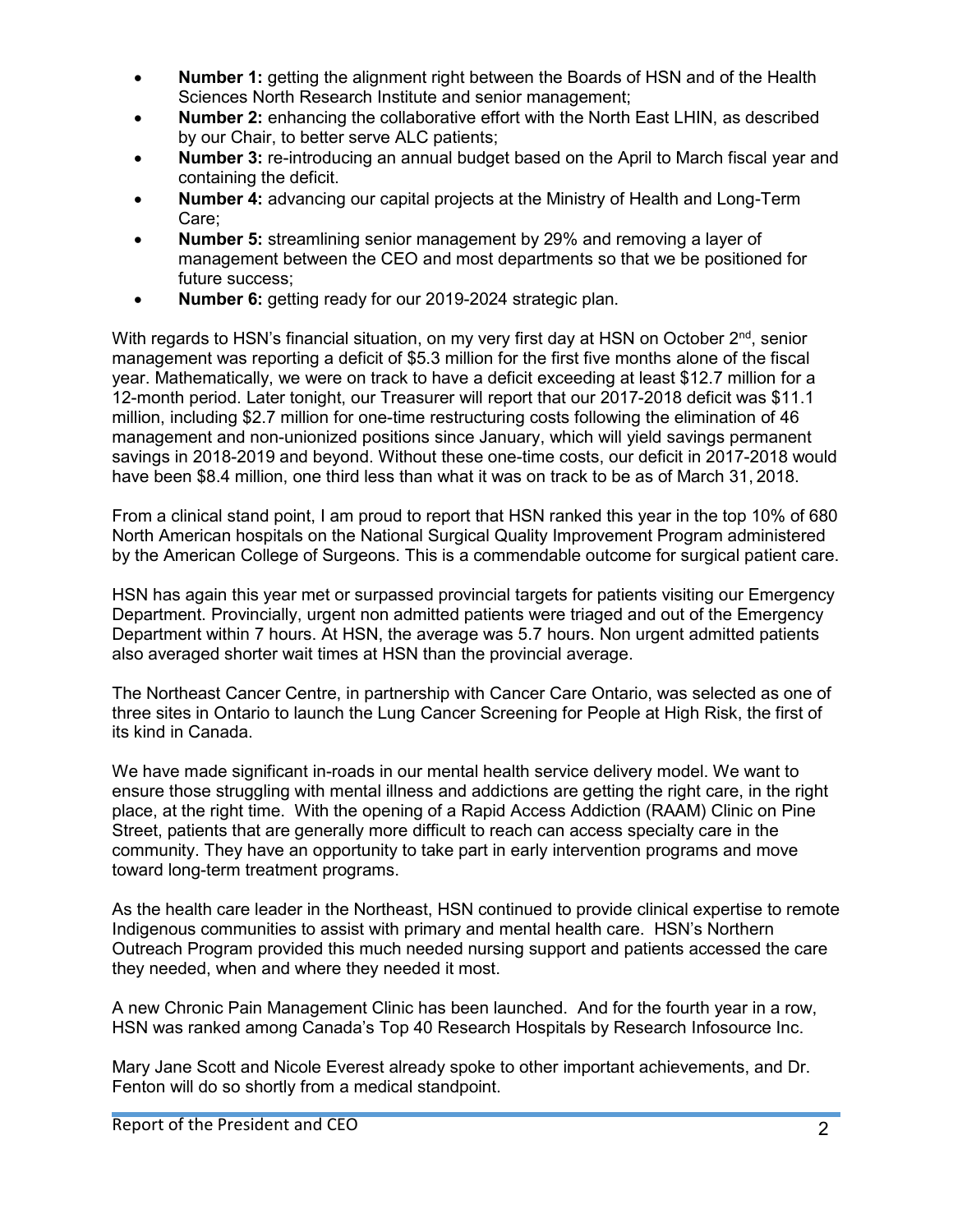- **Number 1:** getting the alignment right between the Boards of HSN and of the Health Sciences North Research Institute and senior management;
- **Number 2:** enhancing the collaborative effort with the North East LHIN, as described by our Chair, to better serve ALC patients;
- **Number 3:** re-introducing an annual budget based on the April to March fiscal year and containing the deficit.
- **Number 4:** advancing our capital projects at the Ministry of Health and Long-Term Care;
- **Number 5:** streamlining senior management by 29% and removing a layer of management between the CEO and most departments so that we be positioned for future success;
- **Number 6:** getting ready for our 2019-2024 strategic plan.

With regards to HSN's financial situation, on my very first day at HSN on October 2nd, senior management was reporting a deficit of $5.3 million for the first five months alone of the fiscal year. Mathematically, we were on track to have a deficit exceeding at least $12.7 million for a 12-month period. Later tonight, our Treasurer will report that our 2017-2018 deficit was $11.1 million, including $2.7 million for one-time restructuring costs following the elimination of 46 management and non-unionized positions since January, which will yield savings permanent savings in 2018-2019 and beyond. Without these one-time costs, our deficit in 2017-2018 would have been $8.4 million, one third less than what it was on track to be as of March 31, 2018.

From a clinical stand point, I am proud to report that HSN ranked this year in the top 10% of 680 North American hospitals on the National Surgical Quality Improvement Program administered by the American College of Surgeons. This is a commendable outcome for surgical patient care.

HSN has again this year met or surpassed provincial targets for patients visiting our Emergency Department. Provincially, urgent non admitted patients were triaged and out of the Emergency Department within 7 hours. At HSN, the average was 5.7 hours. Non urgent admitted patients also averaged shorter wait times at HSN than the provincial average.

The Northeast Cancer Centre, in partnership with Cancer Care Ontario, was selected as one of three sites in Ontario to launch the Lung Cancer Screening for People at High Risk, the first of its kind in Canada.

We have made significant in-roads in our mental health service delivery model. We want to ensure those struggling with mental illness and addictions are getting the right care, in the right place, at the right time. With the opening of a Rapid Access Addiction (RAAM) Clinic on Pine Street, patients that are generally more difficult to reach can access specialty care in the community. They have an opportunity to take part in early intervention programs and move toward long-term treatment programs.

As the health care leader in the Northeast, HSN continued to provide clinical expertise to remote Indigenous communities to assist with primary and mental health care. HSN's Northern Outreach Program provided this much needed nursing support and patients accessed the care they needed, when and where they needed it most.

A new Chronic Pain Management Clinic has been launched. And for the fourth year in a row, HSN was ranked among Canada's Top 40 Research Hospitals by Research Infosource Inc.

Mary Jane Scott and Nicole Everest already spoke to other important achievements, and Dr. Fenton will do so shortly from a medical standpoint.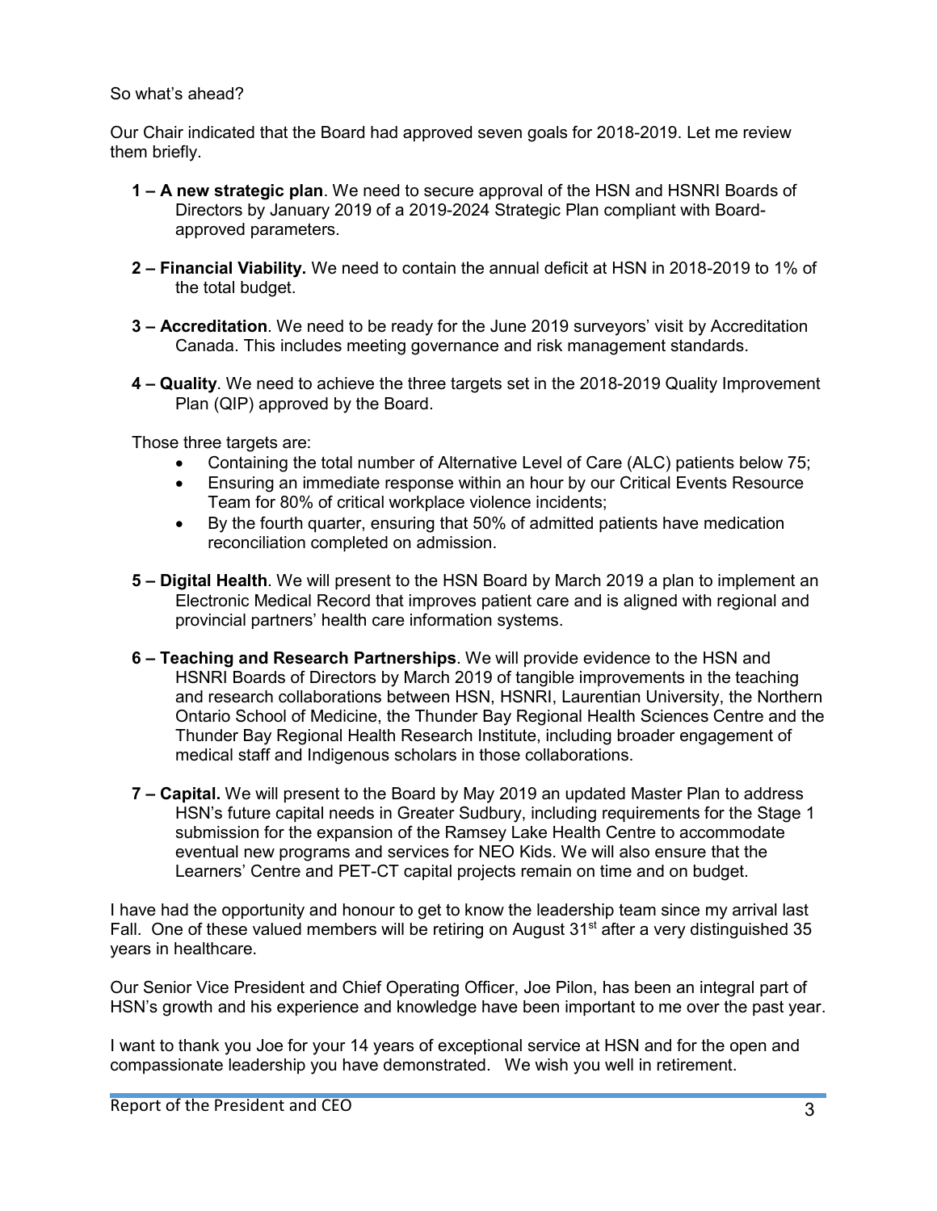So what's ahead?

Our Chair indicated that the Board had approved seven goals for 2018-2019. Let me review them briefly.

**1 – A new strategic plan**. We need to secure approval of the HSN and HSNRI Boards of Directors by January 2019 of a 2019-2024 Strategic Plan compliant with Board-approved parameters.

**2 – Financial Viability.** We need to contain the annual deficit at HSN in 2018-2019 to 1% of the total budget.

**3 – Accreditation**. We need to be ready for the June 2019 surveyors' visit by Accreditation Canada. This includes meeting governance and risk management standards.

**4 – Quality**. We need to achieve the three targets set in the 2018-2019 Quality Improvement Plan (QIP) approved by the Board.

Those three targets are:

- Containing the total number of Alternative Level of Care (ALC) patients below 75;
- Ensuring an immediate response within an hour by our Critical Events Resource Team for 80% of critical workplace violence incidents;
- By the fourth quarter, ensuring that 50% of admitted patients have medication reconciliation completed on admission.

**5 – Digital Health**. We will present to the HSN Board by March 2019 a plan to implement an Electronic Medical Record that improves patient care and is aligned with regional and provincial partners' health care information systems.

**6 – Teaching and Research Partnerships**. We will provide evidence to the HSN and HSNRI Boards of Directors by March 2019 of tangible improvements in the teaching and research collaborations between HSN, HSNRI, Laurentian University, the Northern Ontario School of Medicine, the Thunder Bay Regional Health Sciences Centre and the Thunder Bay Regional Health Research Institute, including broader engagement of medical staff and Indigenous scholars in those collaborations.

**7 – Capital.** We will present to the Board by May 2019 an updated Master Plan to address HSN's future capital needs in Greater Sudbury, including requirements for the Stage 1 submission for the expansion of the Ramsey Lake Health Centre to accommodate eventual new programs and services for NEO Kids. We will also ensure that the Learners' Centre and PET-CT capital projects remain on time and on budget.

I have had the opportunity and honour to get to know the leadership team since my arrival last Fall. One of these valued members will be retiring on August 31st after a very distinguished 35 years in healthcare.

Our Senior Vice President and Chief Operating Officer, Joe Pilon, has been an integral part of HSN's growth and his experience and knowledge have been important to me over the past year.

I want to thank you Joe for your 14 years of exceptional service at HSN and for the open and compassionate leadership you have demonstrated. We wish you well in retirement.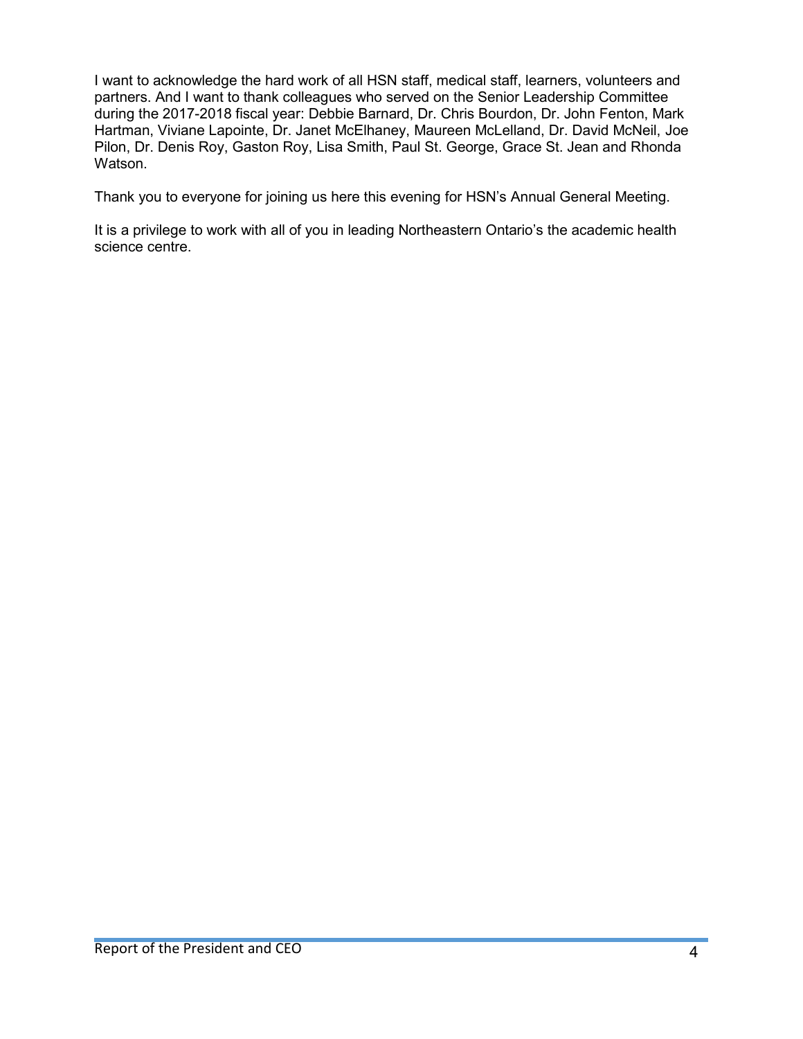I want to acknowledge the hard work of all HSN staff, medical staff, learners, volunteers and partners. And I want to thank colleagues who served on the Senior Leadership Committee during the 2017-2018 fiscal year: Debbie Barnard, Dr. Chris Bourdon, Dr. John Fenton, Mark Hartman, Viviane Lapointe, Dr. Janet McElhaney, Maureen McLelland, Dr. David McNeil, Joe Pilon, Dr. Denis Roy, Gaston Roy, Lisa Smith, Paul St. George, Grace St. Jean and Rhonda Watson.

Thank you to everyone for joining us here this evening for HSN's Annual General Meeting.

It is a privilege to work with all of you in leading Northeastern Ontario's the academic health science centre.